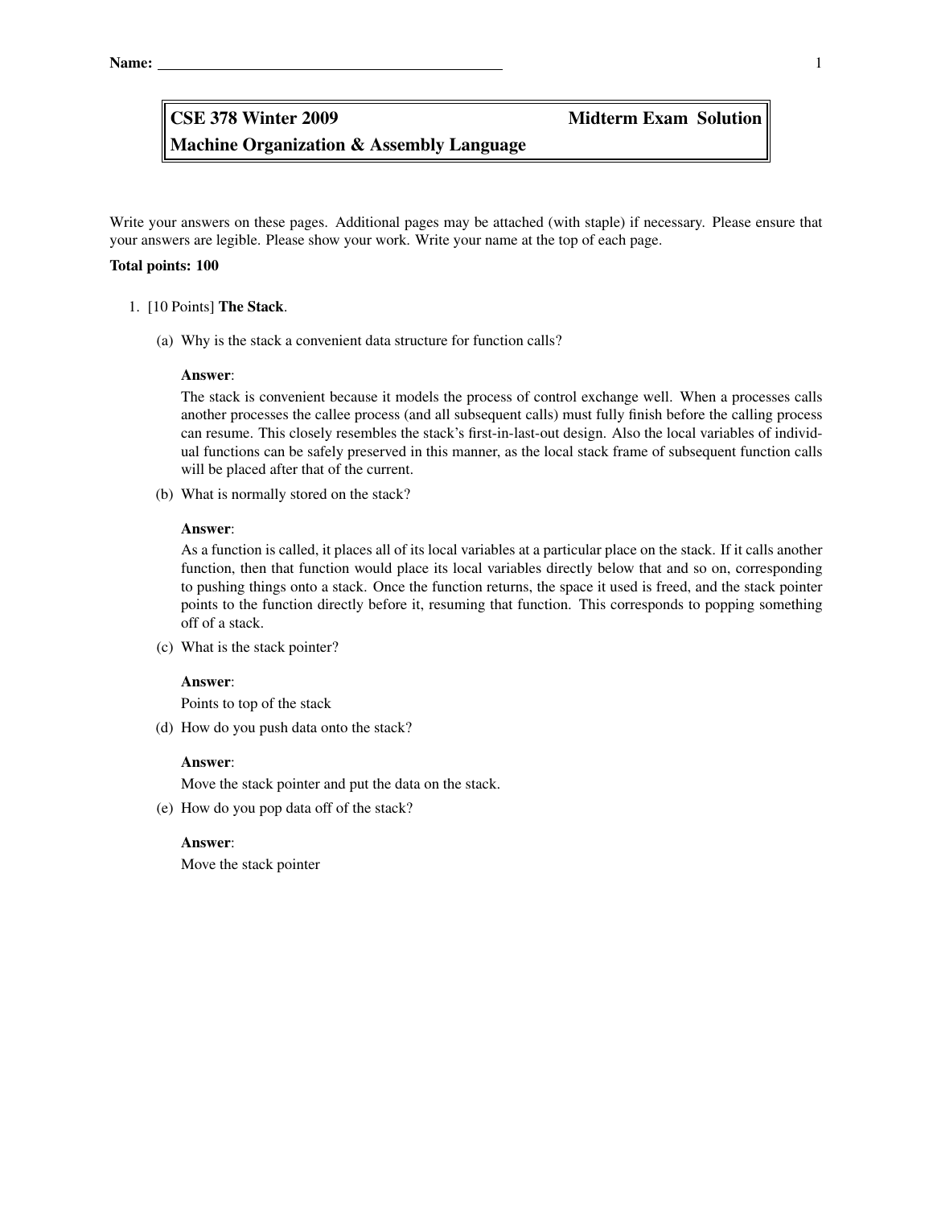Name: ____________________

# CSE 378 Winter 2009 — Midterm Exam Solution

## Machine Organization & Assembly Language

Write your answers on these pages. Additional pages may be attached (with staple) if necessary. Please ensure that your answers are legible. Please show your work. Write your name at the top of each page.

**Total points: 100**

1. [10 Points] **The Stack**.

   (a) Why is the stack a convenient data structure for function calls?

   **Answer**:

   The stack is convenient because it models the process of control exchange well. When a processes calls another processes the callee process (and all subsequent calls) must fully finish before the calling process can resume. This closely resembles the stack's first-in-last-out design. Also the local variables of individual functions can be safely preserved in this manner, as the local stack frame of subsequent function calls will be placed after that of the current.

   (b) What is normally stored on the stack?

   **Answer**:

   As a function is called, it places all of its local variables at a particular place on the stack. If it calls another function, then that function would place its local variables directly below that and so on, corresponding to pushing things onto a stack. Once the function returns, the space it used is freed, and the stack pointer points to the function directly before it, resuming that function. This corresponds to popping something off of a stack.

   (c) What is the stack pointer?

   **Answer**:

   Points to top of the stack

   (d) How do you push data onto the stack?

   **Answer**:

   Move the stack pointer and put the data on the stack.

   (e) How do you pop data off of the stack?

   **Answer**:

   Move the stack pointer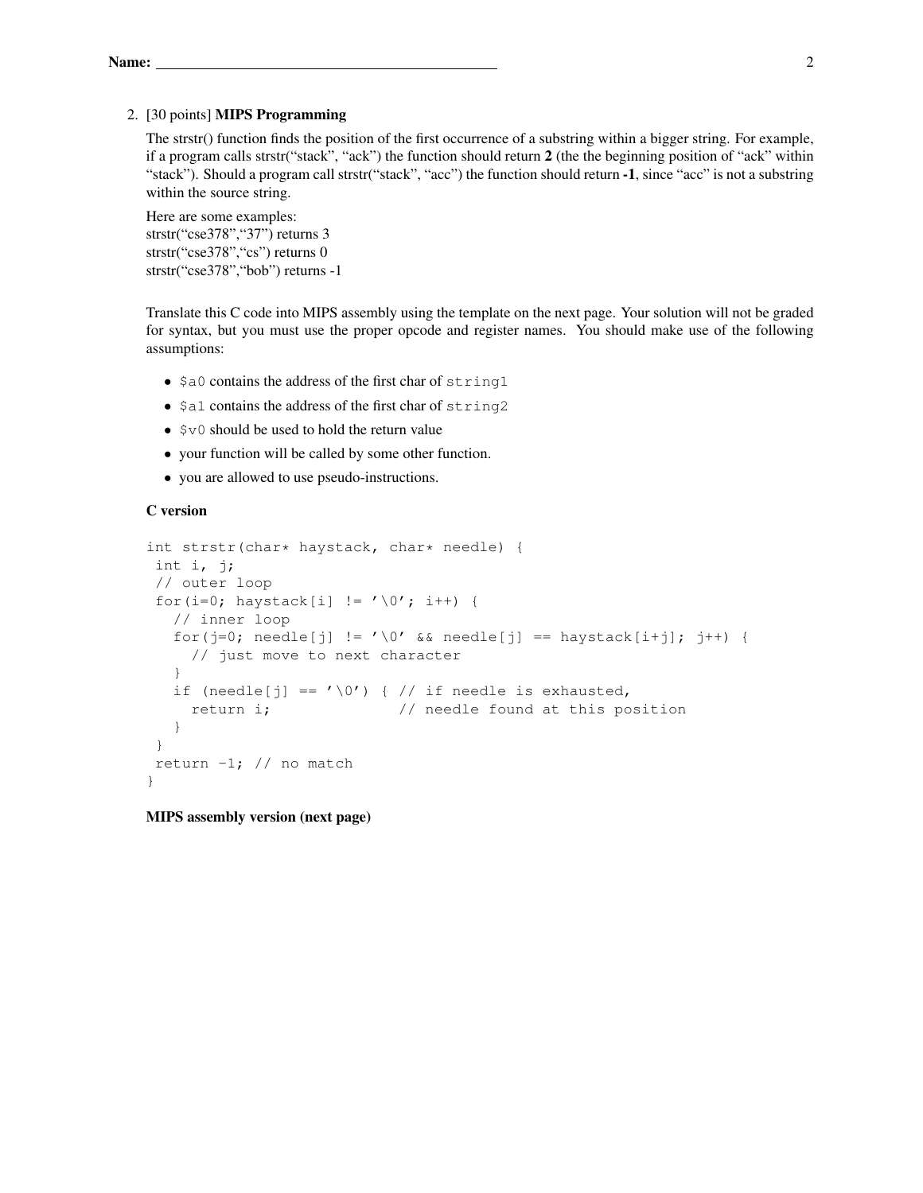Name: ______________________________

2. [30 points] **MIPS Programming**

The strstr() function finds the position of the first occurrence of a substring within a bigger string. For example, if a program calls strstr("stack", "ack") the function should return **2** (the the beginning position of "ack" within "stack"). Should a program call strstr("stack", "acc") the function should return **-1**, since "acc" is not a substring within the source string.

Here are some examples:
strstr("cse378","37") returns 3
strstr("cse378","cs") returns 0
strstr("cse378","bob") returns -1

Translate this C code into MIPS assembly using the template on the next page. Your solution will not be graded for syntax, but you must use the proper opcode and register names. You should make use of the following assumptions:

- `$a0` contains the address of the first char of `string1`
- `$a1` contains the address of the first char of `string2`
- `$v0` should be used to hold the return value
- your function will be called by some other function.
- you are allowed to use pseudo-instructions.

**C version**

```
int strstr(char* haystack, char* needle) {
 int i, j;
 // outer loop
 for(i=0; haystack[i] != '\0'; i++) {
   // inner loop
   for(j=0; needle[j] != '\0' && needle[j] == haystack[i+j]; j++) {
     // just move to next character
   }
   if (needle[j] == '\0') { // if needle is exhausted,
     return i;              // needle found at this position
   }
 }
 return -1; // no match
}
```

**MIPS assembly version (next page)**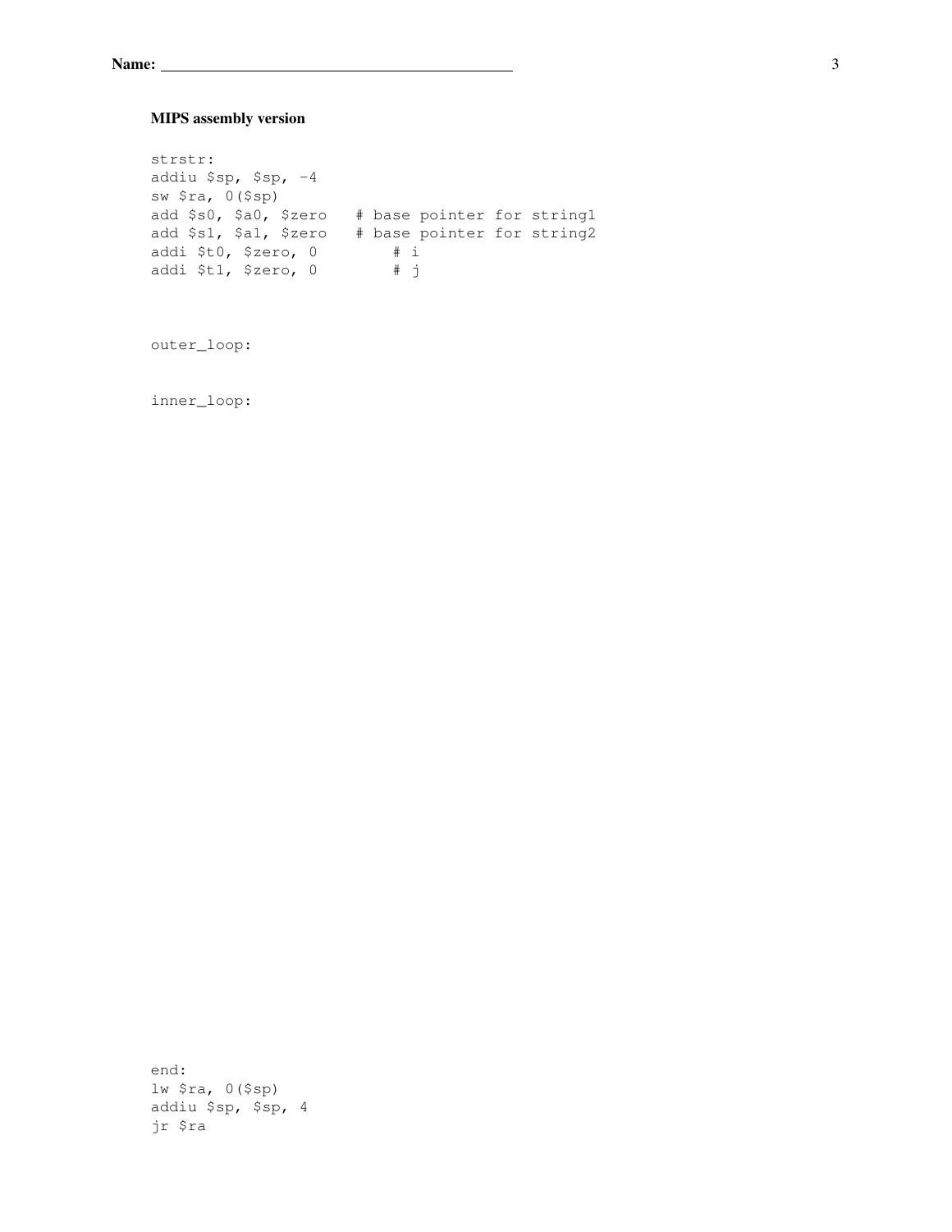Name: ____________________________________________

**MIPS assembly version**

```
strstr:
addiu $sp, $sp, -4
sw $ra, 0($sp)
add $s0, $a0, $zero   # base pointer for string1
add $s1, $a1, $zero   # base pointer for string2
addi $t0, $zero, 0        # i
addi $t1, $zero, 0        # j
```

```
outer_loop:
```

```
inner_loop:
```

```
end:
lw $ra, 0($sp)
addiu $sp, $sp, 4
jr $ra
```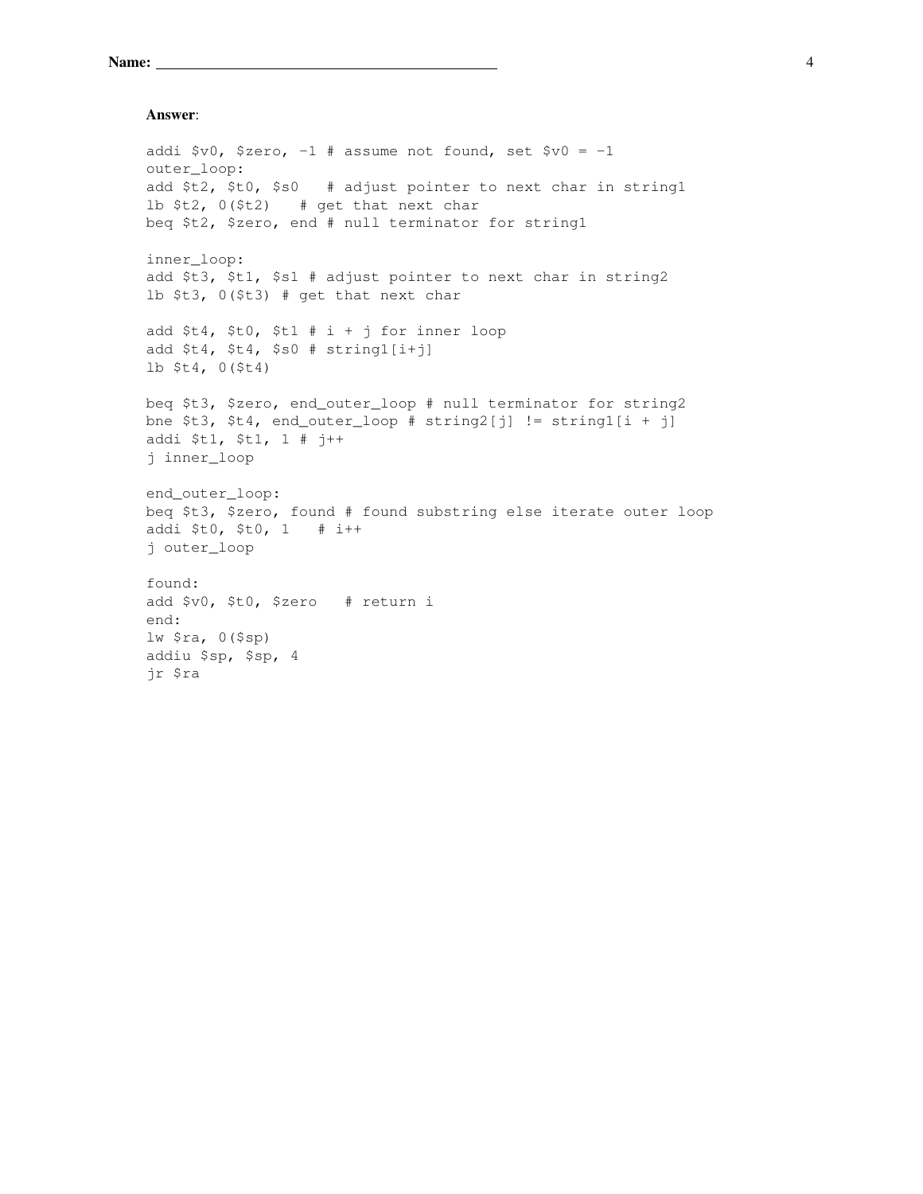**Answer**:

```
addi $v0, $zero, -1 # assume not found, set $v0 = -1
outer_loop:
add $t2, $t0, $s0   # adjust pointer to next char in string1
lb $t2, 0($t2)   # get that next char
beq $t2, $zero, end # null terminator for string1

inner_loop:
add $t3, $t1, $s1 # adjust pointer to next char in string2
lb $t3, 0($t3) # get that next char

add $t4, $t0, $t1 # i + j for inner loop
add $t4, $t4, $s0 # string1[i+j]
lb $t4, 0($t4)

beq $t3, $zero, end_outer_loop # null terminator for string2
bne $t3, $t4, end_outer_loop # string2[j] != string1[i + j]
addi $t1, $t1, 1 # j++
j inner_loop

end_outer_loop:
beq $t3, $zero, found # found substring else iterate outer loop
addi $t0, $t0, 1   # i++
j outer_loop

found:
add $v0, $t0, $zero   # return i
end:
lw $ra, 0($sp)
addiu $sp, $sp, 4
jr $ra
```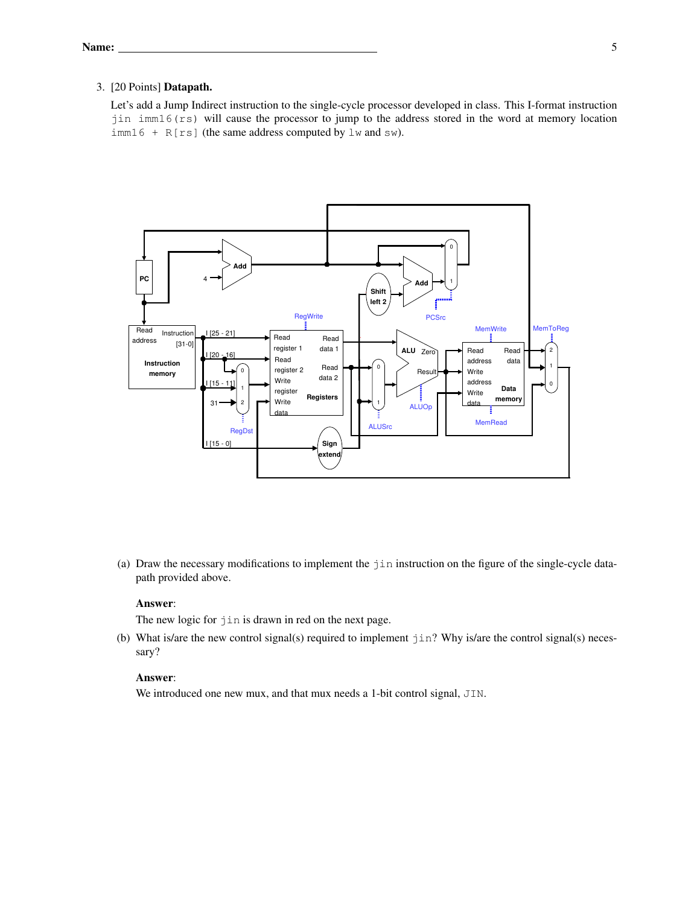3. [20 Points] **Datapath.**

   Let's add a Jump Indirect instruction to the single-cycle processor developed in class. This I-format instruction `jin imm16(rs)` will cause the processor to jump to the address stored in the word at memory location `imm16 + R[rs]` (the same address computed by `lw` and `sw`).

   (a) Draw the necessary modifications to implement the `jin` instruction on the figure of the single-cycle datapath provided above.

   **Answer**:

   The new logic for `jin` is drawn in red on the next page.

   (b) What is/are the new control signal(s) required to implement `jin`? Why is/are the control signal(s) necessary?

   **Answer**:

   We introduced one new mux, and that mux needs a 1-bit control signal, `JIN`.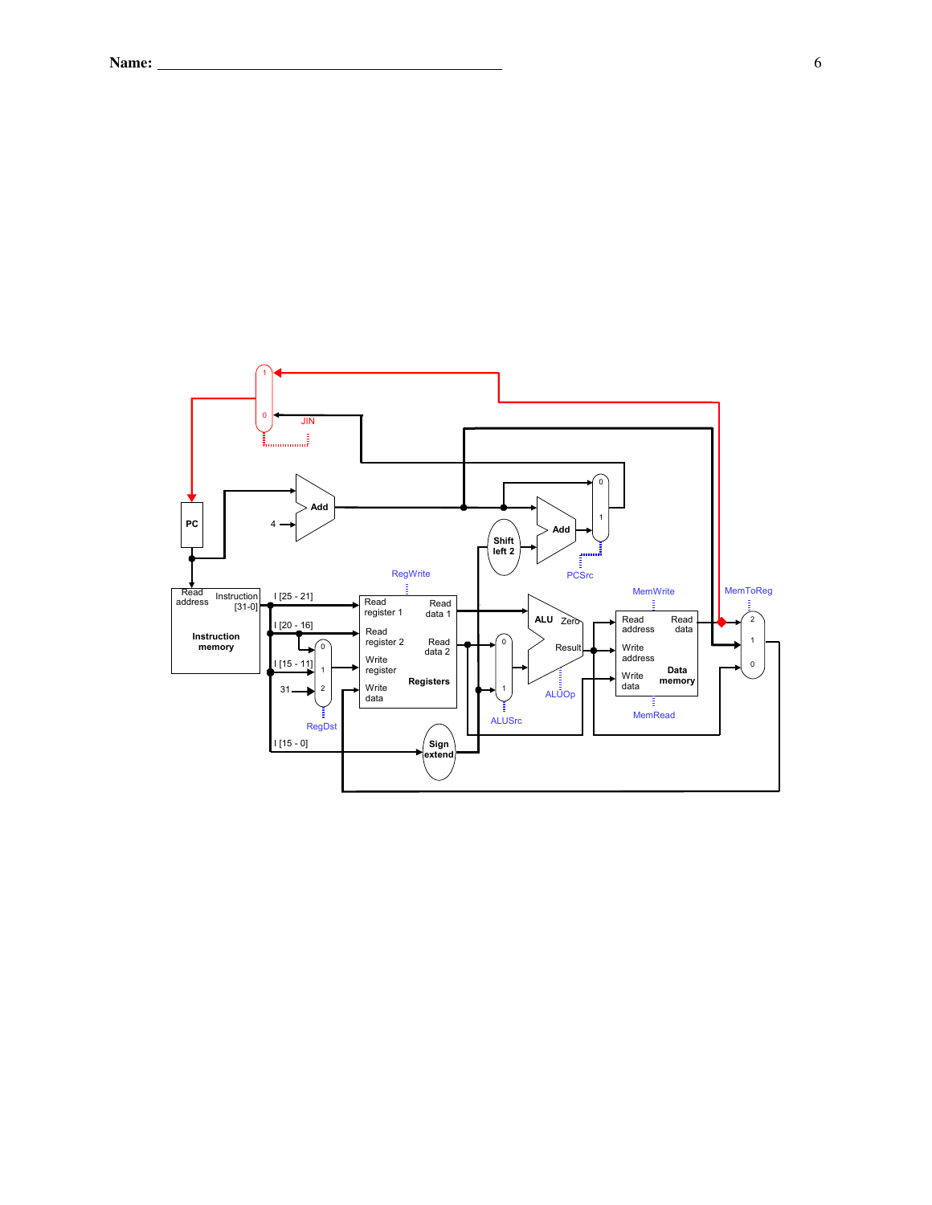JIN

PC

4

Add

Add

Shift left 2

PCSrc

RegWrite

Read address

Instruction [31-0]

Instruction memory

I [25 - 21]

I [20 - 16]

I [15 - 11]

31

RegDst

I [15 - 0]

Read register 1

Read register 2

Write register

Write data

Read data 1

Read data 2

Registers

Sign extend

ALUSrc

ALU

Zero

Result

ALUOp

MemWrite

Read address

Write address

Write data

Read data

Data memory

MemRead

MemToReg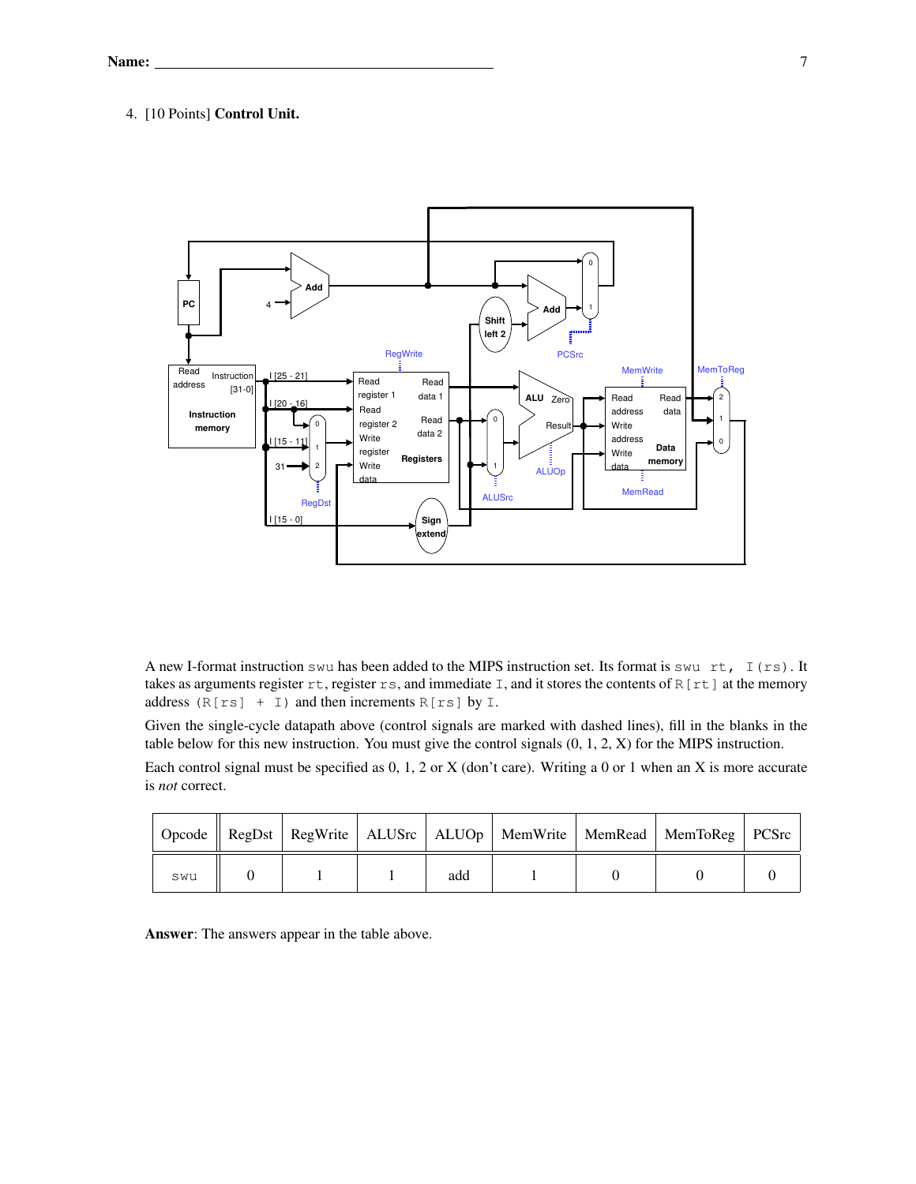**Name:** ______________________________

4. [10 Points] **Control Unit.**

A new I-format instruction `swu` has been added to the MIPS instruction set. Its format is `swu rt, I(rs)`. It takes as arguments register `rt`, register `rs`, and immediate `I`, and it stores the contents of `R[rt]` at the memory address `(R[rs] + I)` and then increments `R[rs]` by `I`.

Given the single-cycle datapath above (control signals are marked with dashed lines), fill in the blanks in the table below for this new instruction. You must give the control signals (0, 1, 2, X) for the MIPS instruction.

Each control signal must be specified as 0, 1, 2 or X (don't care). Writing a 0 or 1 when an X is more accurate is *not* correct.

| Opcode | RegDst | RegWrite | ALUSrc | ALUOp | MemWrite | MemRead | MemToReg | PCSrc |
|---|---|---|---|---|---|---|---|---|
| `swu` | 0 | 1 | 1 | add | 1 | 0 | 0 | 0 |

**Answer**: The answers appear in the table above.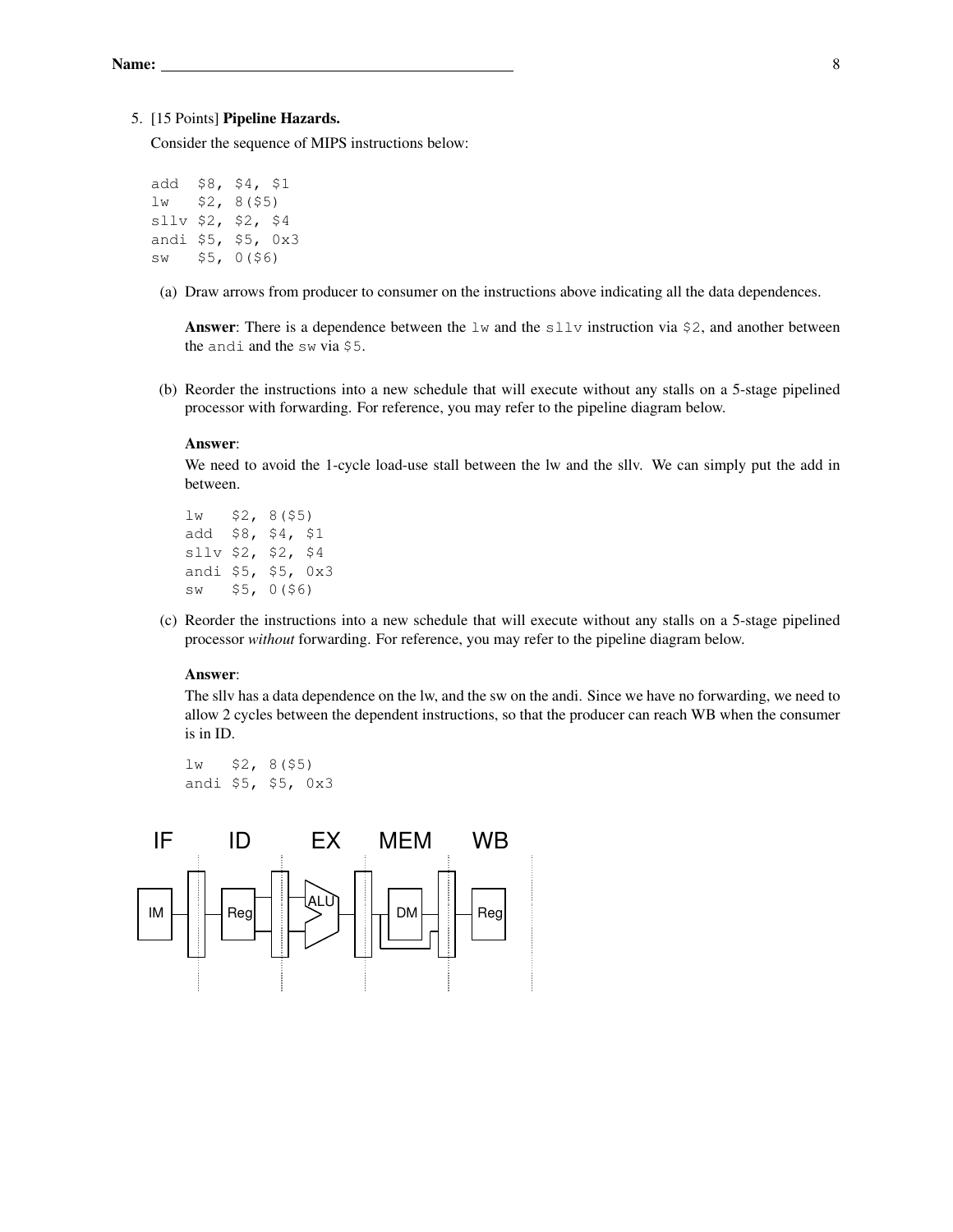5. [15 Points] **Pipeline Hazards.**

   Consider the sequence of MIPS instructions below:

```
add  $8, $4, $1
lw   $2, 8($5)
sllv $2, $2, $4
andi $5, $5, 0x3
sw   $5, 0($6)
```

   (a) Draw arrows from producer to consumer on the instructions above indicating all the data dependences.

   **Answer**: There is a dependence between the `lw` and the `sllv` instruction via `$2`, and another between the `andi` and the `sw` via `$5`.

   (b) Reorder the instructions into a new schedule that will execute without any stalls on a 5-stage pipelined processor with forwarding. For reference, you may refer to the pipeline diagram below.

   **Answer**:

   We need to avoid the 1-cycle load-use stall between the lw and the sllv. We can simply put the add in between.

```
lw   $2, 8($5)
add  $8, $4, $1
sllv $2, $2, $4
andi $5, $5, 0x3
sw   $5, 0($6)
```

   (c) Reorder the instructions into a new schedule that will execute without any stalls on a 5-stage pipelined processor *without* forwarding. For reference, you may refer to the pipeline diagram below.

   **Answer**:

   The sllv has a data dependence on the lw, and the sw on the andi. Since we have no forwarding, we need to allow 2 cycles between the dependent instructions, so that the producer can reach WB when the consumer is in ID.

```
lw   $2, 8($5)
andi $5, $5, 0x3
```

IF ID EX MEM WB

IM Reg ALU DM Reg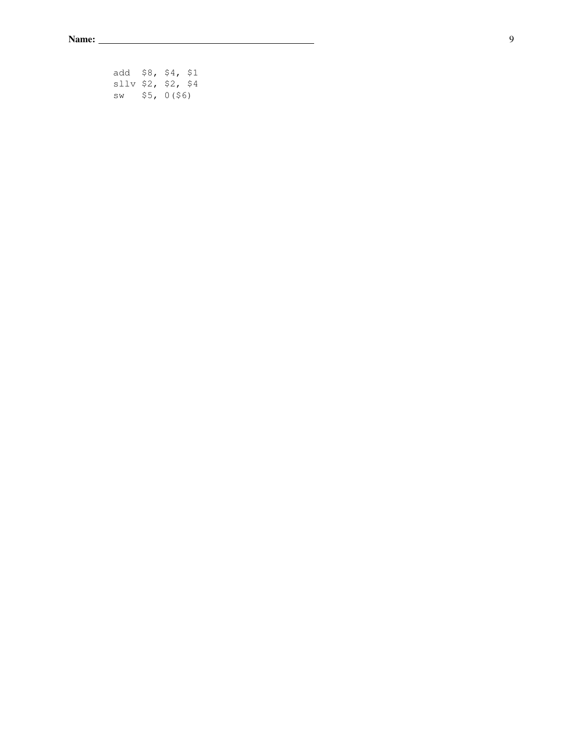```
add  $8, $4, $1
sllv $2, $2, $4
sw   $5, 0($6)
```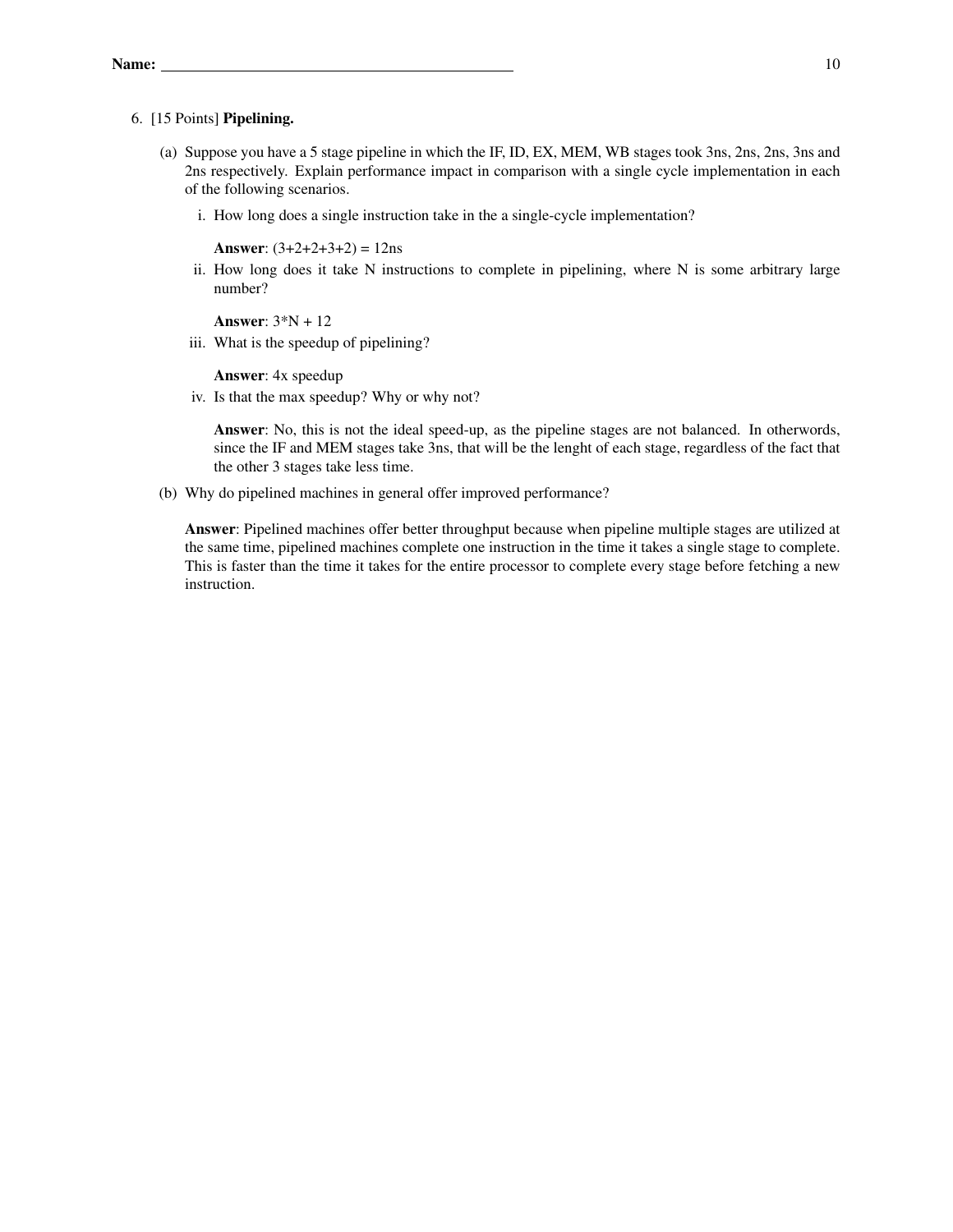6. [15 Points] **Pipelining.**

   (a) Suppose you have a 5 stage pipeline in which the IF, ID, EX, MEM, WB stages took 3ns, 2ns, 2ns, 3ns and 2ns respectively. Explain performance impact in comparison with a single cycle implementation in each of the following scenarios.

      i. How long does a single instruction take in the a single-cycle implementation?

         **Answer**: (3+2+2+3+2) = 12ns

      ii. How long does it take N instructions to complete in pipelining, where N is some arbitrary large number?

         **Answer**: 3*N + 12

      iii. What is the speedup of pipelining?

         **Answer**: 4x speedup

      iv. Is that the max speedup? Why or why not?

         **Answer**: No, this is not the ideal speed-up, as the pipeline stages are not balanced. In otherwords, since the IF and MEM stages take 3ns, that will be the lenght of each stage, regardless of the fact that the other 3 stages take less time.

   (b) Why do pipelined machines in general offer improved performance?

      **Answer**: Pipelined machines offer better throughput because when pipeline multiple stages are utilized at the same time, pipelined machines complete one instruction in the time it takes a single stage to complete. This is faster than the time it takes for the entire processor to complete every stage before fetching a new instruction.